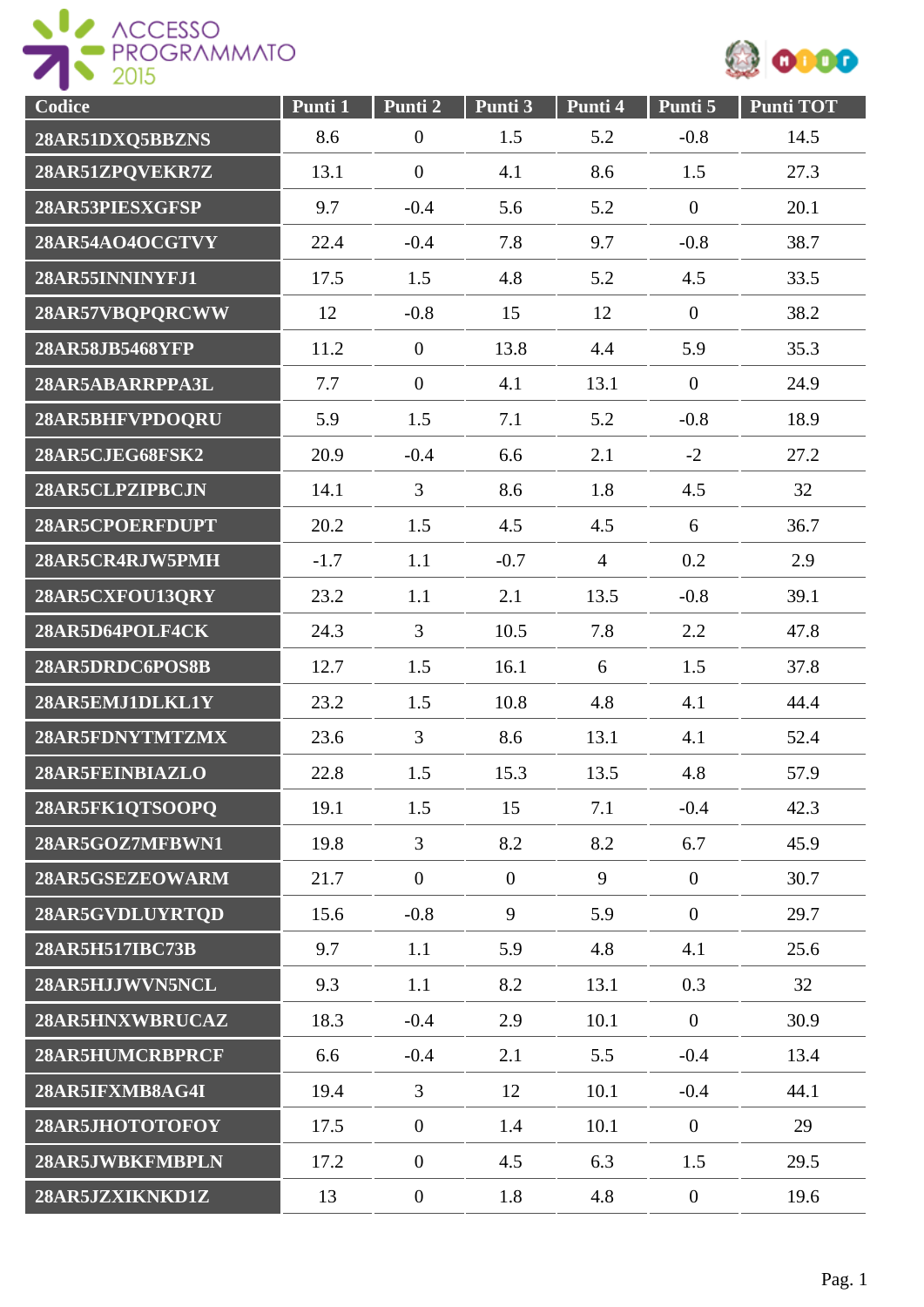ACCESSO PROGRAMMATO 2015

| Codice | Punti 1 | Punti 2 | Punti 3 | Punti 4 | Punti 5 | Punti TOT |
|---|---|---|---|---|---|---|
| 28AR51DXQ5BBZNS | 8.6 | 0 | 1.5 | 5.2 | -0.8 | 14.5 |
| 28AR51ZPQVEKR7Z | 13.1 | 0 | 4.1 | 8.6 | 1.5 | 27.3 |
| 28AR53PIESXGFSP | 9.7 | -0.4 | 5.6 | 5.2 | 0 | 20.1 |
| 28AR54AO4OCGTVY | 22.4 | -0.4 | 7.8 | 9.7 | -0.8 | 38.7 |
| 28AR55INNINYFJ1 | 17.5 | 1.5 | 4.8 | 5.2 | 4.5 | 33.5 |
| 28AR57VBQPQRCWW | 12 | -0.8 | 15 | 12 | 0 | 38.2 |
| 28AR58JB5468YFP | 11.2 | 0 | 13.8 | 4.4 | 5.9 | 35.3 |
| 28AR5ABARRPPA3L | 7.7 | 0 | 4.1 | 13.1 | 0 | 24.9 |
| 28AR5BHFVPDOQRU | 5.9 | 1.5 | 7.1 | 5.2 | -0.8 | 18.9 |
| 28AR5CJEG68FSK2 | 20.9 | -0.4 | 6.6 | 2.1 | -2 | 27.2 |
| 28AR5CLPZIPBCJN | 14.1 | 3 | 8.6 | 1.8 | 4.5 | 32 |
| 28AR5CPOERFDUPT | 20.2 | 1.5 | 4.5 | 4.5 | 6 | 36.7 |
| 28AR5CR4RJW5PMH | -1.7 | 1.1 | -0.7 | 4 | 0.2 | 2.9 |
| 28AR5CXFOU13QRY | 23.2 | 1.1 | 2.1 | 13.5 | -0.8 | 39.1 |
| 28AR5D64POLF4CK | 24.3 | 3 | 10.5 | 7.8 | 2.2 | 47.8 |
| 28AR5DRDC6POS8B | 12.7 | 1.5 | 16.1 | 6 | 1.5 | 37.8 |
| 28AR5EMJ1DLKL1Y | 23.2 | 1.5 | 10.8 | 4.8 | 4.1 | 44.4 |
| 28AR5FDNYTMTZMX | 23.6 | 3 | 8.6 | 13.1 | 4.1 | 52.4 |
| 28AR5FEINBIAZLO | 22.8 | 1.5 | 15.3 | 13.5 | 4.8 | 57.9 |
| 28AR5FK1QTSOOPQ | 19.1 | 1.5 | 15 | 7.1 | -0.4 | 42.3 |
| 28AR5GOZ7MFBWN1 | 19.8 | 3 | 8.2 | 8.2 | 6.7 | 45.9 |
| 28AR5GSEZEOWARM | 21.7 | 0 | 0 | 9 | 0 | 30.7 |
| 28AR5GVDLUYRTQD | 15.6 | -0.8 | 9 | 5.9 | 0 | 29.7 |
| 28AR5H517IBC73B | 9.7 | 1.1 | 5.9 | 4.8 | 4.1 | 25.6 |
| 28AR5HJJWVN5NCL | 9.3 | 1.1 | 8.2 | 13.1 | 0.3 | 32 |
| 28AR5HNXWBRUCAZ | 18.3 | -0.4 | 2.9 | 10.1 | 0 | 30.9 |
| 28AR5HUMCRBPRCF | 6.6 | -0.4 | 2.1 | 5.5 | -0.4 | 13.4 |
| 28AR5IFXMB8AG4I | 19.4 | 3 | 12 | 10.1 | -0.4 | 44.1 |
| 28AR5JHOTOTOFOY | 17.5 | 0 | 1.4 | 10.1 | 0 | 29 |
| 28AR5JWBKFMBPLN | 17.2 | 0 | 4.5 | 6.3 | 1.5 | 29.5 |
| 28AR5JZXIKNKD1Z | 13 | 0 | 1.8 | 4.8 | 0 | 19.6 |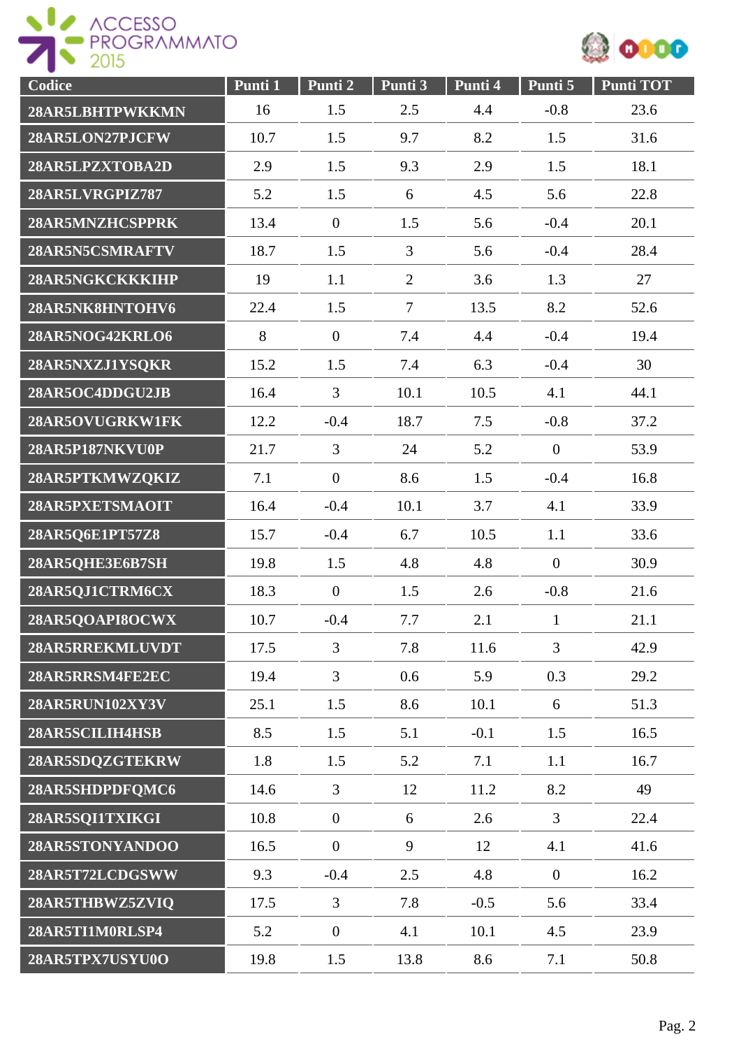| Codice | Punti 1 | Punti 2 | Punti 3 | Punti 4 | Punti 5 | Punti TOT |
|---|---|---|---|---|---|---|
| 28AR5LBHTPWKKMN | 16 | 1.5 | 2.5 | 4.4 | -0.8 | 23.6 |
| 28AR5LON27PJCFW | 10.7 | 1.5 | 9.7 | 8.2 | 1.5 | 31.6 |
| 28AR5LPZXTOBA2D | 2.9 | 1.5 | 9.3 | 2.9 | 1.5 | 18.1 |
| 28AR5LVRGPIZ787 | 5.2 | 1.5 | 6 | 4.5 | 5.6 | 22.8 |
| 28AR5MNZHCSPPRK | 13.4 | 0 | 1.5 | 5.6 | -0.4 | 20.1 |
| 28AR5N5CSMRAFTV | 18.7 | 1.5 | 3 | 5.6 | -0.4 | 28.4 |
| 28AR5NGKCKKKIHP | 19 | 1.1 | 2 | 3.6 | 1.3 | 27 |
| 28AR5NK8HNTOHV6 | 22.4 | 1.5 | 7 | 13.5 | 8.2 | 52.6 |
| 28AR5NOG42KRLO6 | 8 | 0 | 7.4 | 4.4 | -0.4 | 19.4 |
| 28AR5NXZJ1YSQKR | 15.2 | 1.5 | 7.4 | 6.3 | -0.4 | 30 |
| 28AR5OC4DDGU2JB | 16.4 | 3 | 10.1 | 10.5 | 4.1 | 44.1 |
| 28AR5OVUGRKW1FK | 12.2 | -0.4 | 18.7 | 7.5 | -0.8 | 37.2 |
| 28AR5P187NKVU0P | 21.7 | 3 | 24 | 5.2 | 0 | 53.9 |
| 28AR5PTKMWZQKIZ | 7.1 | 0 | 8.6 | 1.5 | -0.4 | 16.8 |
| 28AR5PXETSMAOIT | 16.4 | -0.4 | 10.1 | 3.7 | 4.1 | 33.9 |
| 28AR5Q6E1PT57Z8 | 15.7 | -0.4 | 6.7 | 10.5 | 1.1 | 33.6 |
| 28AR5QHE3E6B7SH | 19.8 | 1.5 | 4.8 | 4.8 | 0 | 30.9 |
| 28AR5QJ1CTRM6CX | 18.3 | 0 | 1.5 | 2.6 | -0.8 | 21.6 |
| 28AR5QOAPI8OCWX | 10.7 | -0.4 | 7.7 | 2.1 | 1 | 21.1 |
| 28AR5RREKMLUVDT | 17.5 | 3 | 7.8 | 11.6 | 3 | 42.9 |
| 28AR5RRSM4FE2EC | 19.4 | 3 | 0.6 | 5.9 | 0.3 | 29.2 |
| 28AR5RUN102XY3V | 25.1 | 1.5 | 8.6 | 10.1 | 6 | 51.3 |
| 28AR5SCILIH4HSB | 8.5 | 1.5 | 5.1 | -0.1 | 1.5 | 16.5 |
| 28AR5SDQZGTEKRW | 1.8 | 1.5 | 5.2 | 7.1 | 1.1 | 16.7 |
| 28AR5SHDPDFQMC6 | 14.6 | 3 | 12 | 11.2 | 8.2 | 49 |
| 28AR5SQI1TXIKGI | 10.8 | 0 | 6 | 2.6 | 3 | 22.4 |
| 28AR5STONYANDOO | 16.5 | 0 | 9 | 12 | 4.1 | 41.6 |
| 28AR5T72LCDGSWW | 9.3 | -0.4 | 2.5 | 4.8 | 0 | 16.2 |
| 28AR5THBWZ5ZVIQ | 17.5 | 3 | 7.8 | -0.5 | 5.6 | 33.4 |
| 28AR5TI1M0RLSP4 | 5.2 | 0 | 4.1 | 10.1 | 4.5 | 23.9 |
| 28AR5TPX7USYU0O | 19.8 | 1.5 | 13.8 | 8.6 | 7.1 | 50.8 |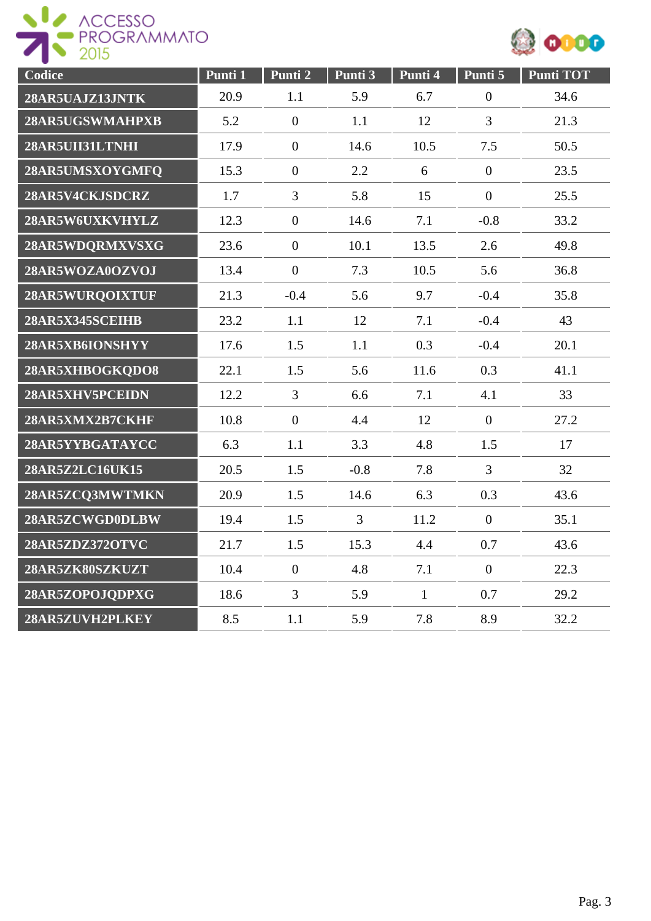| Codice | Punti 1 | Punti 2 | Punti 3 | Punti 4 | Punti 5 | Punti TOT |
|---|---|---|---|---|---|---|
| 28AR5UAJZ13JNTK | 20.9 | 1.1 | 5.9 | 6.7 | 0 | 34.6 |
| 28AR5UGSWMAHPXB | 5.2 | 0 | 1.1 | 12 | 3 | 21.3 |
| 28AR5UII31LTNHI | 17.9 | 0 | 14.6 | 10.5 | 7.5 | 50.5 |
| 28AR5UMSXOYGMFQ | 15.3 | 0 | 2.2 | 6 | 0 | 23.5 |
| 28AR5V4CKJSDCRZ | 1.7 | 3 | 5.8 | 15 | 0 | 25.5 |
| 28AR5W6UXKVHYLZ | 12.3 | 0 | 14.6 | 7.1 | -0.8 | 33.2 |
| 28AR5WDQRMXVSXG | 23.6 | 0 | 10.1 | 13.5 | 2.6 | 49.8 |
| 28AR5WOZA0OZVOJ | 13.4 | 0 | 7.3 | 10.5 | 5.6 | 36.8 |
| 28AR5WURQOIXTUF | 21.3 | -0.4 | 5.6 | 9.7 | -0.4 | 35.8 |
| 28AR5X345SCEIHB | 23.2 | 1.1 | 12 | 7.1 | -0.4 | 43 |
| 28AR5XB6IONSHYY | 17.6 | 1.5 | 1.1 | 0.3 | -0.4 | 20.1 |
| 28AR5XHBOGKQDO8 | 22.1 | 1.5 | 5.6 | 11.6 | 0.3 | 41.1 |
| 28AR5XHV5PCEIDN | 12.2 | 3 | 6.6 | 7.1 | 4.1 | 33 |
| 28AR5XMX2B7CKHF | 10.8 | 0 | 4.4 | 12 | 0 | 27.2 |
| 28AR5YYBGATAYCC | 6.3 | 1.1 | 3.3 | 4.8 | 1.5 | 17 |
| 28AR5Z2LC16UK15 | 20.5 | 1.5 | -0.8 | 7.8 | 3 | 32 |
| 28AR5ZCQ3MWTMKN | 20.9 | 1.5 | 14.6 | 6.3 | 0.3 | 43.6 |
| 28AR5ZCWGD0DLBW | 19.4 | 1.5 | 3 | 11.2 | 0 | 35.1 |
| 28AR5ZDZ372OTVC | 21.7 | 1.5 | 15.3 | 4.4 | 0.7 | 43.6 |
| 28AR5ZK80SZKUZT | 10.4 | 0 | 4.8 | 7.1 | 0 | 22.3 |
| 28AR5ZOPOJQDPXG | 18.6 | 3 | 5.9 | 1 | 0.7 | 29.2 |
| 28AR5ZUVH2PLKEY | 8.5 | 1.1 | 5.9 | 7.8 | 8.9 | 32.2 |